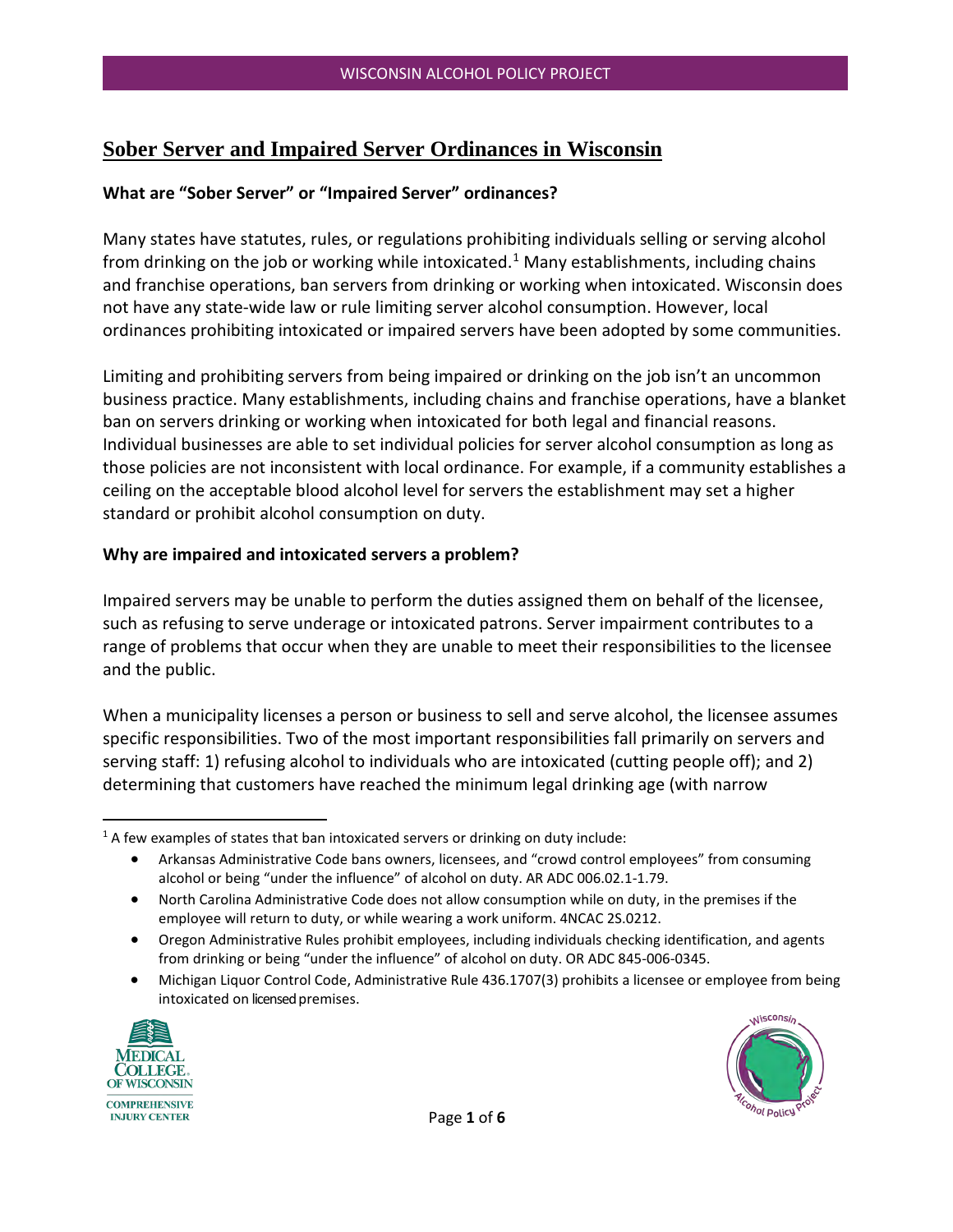# Sober Server and Impaired Server Ordinances in Wisconsin

### What are "Sober Server" or "Impaired Server" ordinances?

Many states have statutes, rules, or regulations prohibiting individuals selling or serving alcohol from drinking on the job or working while intoxicated.[1] Many establishments, including chains and franchise operations, ban servers from drinking or working when intoxicated. Wisconsin does not have any state-wide law or rule limiting server alcohol consumption. However, local ordinances prohibiting intoxicated or impaired servers have been adopted by some communities.

Limiting and prohibiting servers from being impaired or drinking on the job isn't an uncommon business practice. Many establishments, including chains and franchise operations, have a blanket ban on servers drinking or working when intoxicated for both legal and financial reasons. Individual businesses are able to set individual policies for server alcohol consumption as long as those policies are not inconsistent with local ordinance. For example, if a community establishes a ceiling on the acceptable blood alcohol level for servers the establishment may set a higher standard or prohibit alcohol consumption on duty.

### Why are impaired and intoxicated servers a problem?

Impaired servers may be unable to perform the duties assigned them on behalf of the licensee, such as refusing to serve underage or intoxicated patrons. Server impairment contributes to a range of problems that occur when they are unable to meet their responsibilities to the licensee and the public.

When a municipality licenses a person or business to sell and serve alcohol, the licensee assumes specific responsibilities. Two of the most important responsibilities fall primarily on servers and serving staff: 1) refusing alcohol to individuals who are intoxicated (cutting people off); and 2) determining that customers have reached the minimum legal drinking age (with narrow

---

[1] A few examples of states that ban intoxicated servers or drinking on duty include:

- Arkansas Administrative Code bans owners, licensees, and "crowd control employees" from consuming alcohol or being "under the influence" of alcohol on duty. AR ADC 006.02.1-1.79.
- North Carolina Administrative Code does not allow consumption while on duty, in the premises if the employee will return to duty, or while wearing a work uniform. 4NCAC 2S.0212.
- Oregon Administrative Rules prohibit employees, including individuals checking identification, and agents from drinking or being "under the influence" of alcohol on duty. OR ADC 845-006-0345.
- Michigan Liquor Control Code, Administrative Rule 436.1707(3) prohibits a licensee or employee from being intoxicated on licensed premises.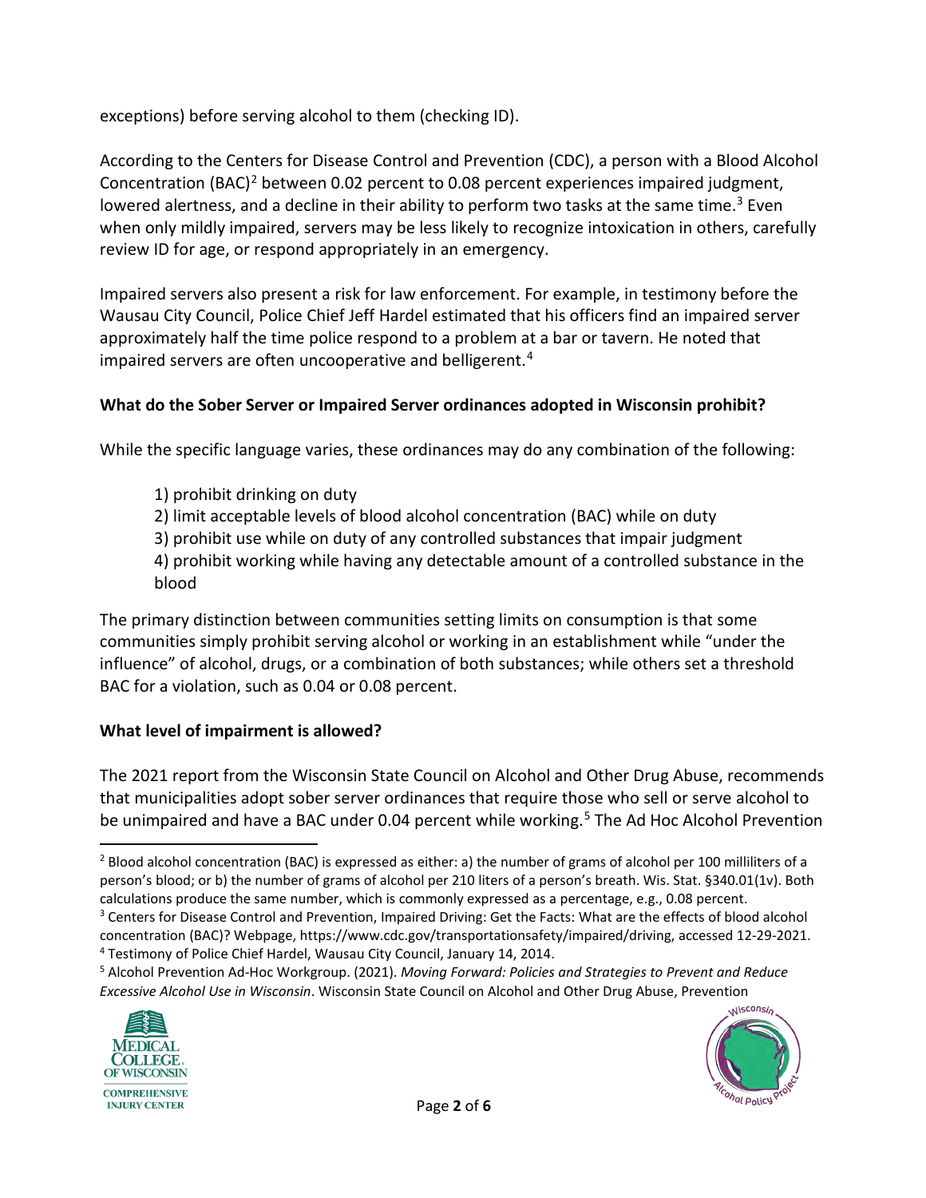exceptions) before serving alcohol to them (checking ID).

According to the Centers for Disease Control and Prevention (CDC), a person with a Blood Alcohol Concentration (BAC)[2] between 0.02 percent to 0.08 percent experiences impaired judgment, lowered alertness, and a decline in their ability to perform two tasks at the same time.[3] Even when only mildly impaired, servers may be less likely to recognize intoxication in others, carefully review ID for age, or respond appropriately in an emergency.

Impaired servers also present a risk for law enforcement. For example, in testimony before the Wausau City Council, Police Chief Jeff Hardel estimated that his officers find an impaired server approximately half the time police respond to a problem at a bar or tavern. He noted that impaired servers are often uncooperative and belligerent.[4]

**What do the Sober Server or Impaired Server ordinances adopted in Wisconsin prohibit?**

While the specific language varies, these ordinances may do any combination of the following:

1) prohibit drinking on duty
2) limit acceptable levels of blood alcohol concentration (BAC) while on duty
3) prohibit use while on duty of any controlled substances that impair judgment
4) prohibit working while having any detectable amount of a controlled substance in the blood

The primary distinction between communities setting limits on consumption is that some communities simply prohibit serving alcohol or working in an establishment while "under the influence" of alcohol, drugs, or a combination of both substances; while others set a threshold BAC for a violation, such as 0.04 or 0.08 percent.

**What level of impairment is allowed?**

The 2021 report from the Wisconsin State Council on Alcohol and Other Drug Abuse, recommends that municipalities adopt sober server ordinances that require those who sell or serve alcohol to be unimpaired and have a BAC under 0.04 percent while working.[5] The Ad Hoc Alcohol Prevention

---

[2] Blood alcohol concentration (BAC) is expressed as either: a) the number of grams of alcohol per 100 milliliters of a person's blood; or b) the number of grams of alcohol per 210 liters of a person's breath. Wis. Stat. §340.01(1v). Both calculations produce the same number, which is commonly expressed as a percentage, e.g., 0.08 percent.

[3] Centers for Disease Control and Prevention, Impaired Driving: Get the Facts: What are the effects of blood alcohol concentration (BAC)? Webpage, https://www.cdc.gov/transportationsafety/impaired/driving, accessed 12-29-2021.

[4] Testimony of Police Chief Hardel, Wausau City Council, January 14, 2014.

[5] Alcohol Prevention Ad-Hoc Workgroup. (2021). *Moving Forward: Policies and Strategies to Prevent and Reduce Excessive Alcohol Use in Wisconsin*. Wisconsin State Council on Alcohol and Other Drug Abuse, Prevention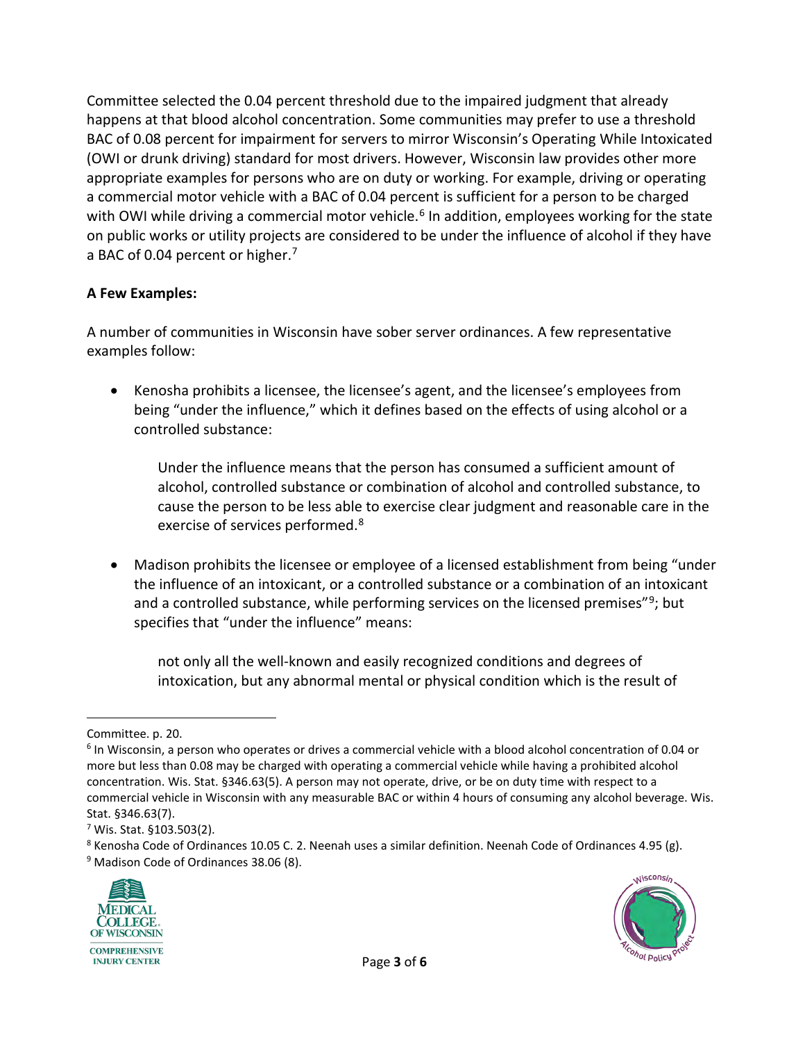Committee selected the 0.04 percent threshold due to the impaired judgment that already happens at that blood alcohol concentration. Some communities may prefer to use a threshold BAC of 0.08 percent for impairment for servers to mirror Wisconsin's Operating While Intoxicated (OWI or drunk driving) standard for most drivers. However, Wisconsin law provides other more appropriate examples for persons who are on duty or working. For example, driving or operating a commercial motor vehicle with a BAC of 0.04 percent is sufficient for a person to be charged with OWI while driving a commercial motor vehicle.[6] In addition, employees working for the state on public works or utility projects are considered to be under the influence of alcohol if they have a BAC of 0.04 percent or higher.[7]

**A Few Examples:**

A number of communities in Wisconsin have sober server ordinances. A few representative examples follow:

- Kenosha prohibits a licensee, the licensee's agent, and the licensee's employees from being "under the influence," which it defines based on the effects of using alcohol or a controlled substance:

  > Under the influence means that the person has consumed a sufficient amount of alcohol, controlled substance or combination of alcohol and controlled substance, to cause the person to be less able to exercise clear judgment and reasonable care in the exercise of services performed.[8]

- Madison prohibits the licensee or employee of a licensed establishment from being "under the influence of an intoxicant, or a controlled substance or a combination of an intoxicant and a controlled substance, while performing services on the licensed premises"[9]; but specifies that "under the influence" means:

  > not only all the well-known and easily recognized conditions and degrees of intoxication, but any abnormal mental or physical condition which is the result of

---

Committee. p. 20.

[6] In Wisconsin, a person who operates or drives a commercial vehicle with a blood alcohol concentration of 0.04 or more but less than 0.08 may be charged with operating a commercial vehicle while having a prohibited alcohol concentration. Wis. Stat. §346.63(5). A person may not operate, drive, or be on duty time with respect to a commercial vehicle in Wisconsin with any measurable BAC or within 4 hours of consuming any alcohol beverage. Wis. Stat. §346.63(7).

[7] Wis. Stat. §103.503(2).

[8] Kenosha Code of Ordinances 10.05 C. 2. Neenah uses a similar definition. Neenah Code of Ordinances 4.95 (g).

[9] Madison Code of Ordinances 38.06 (8).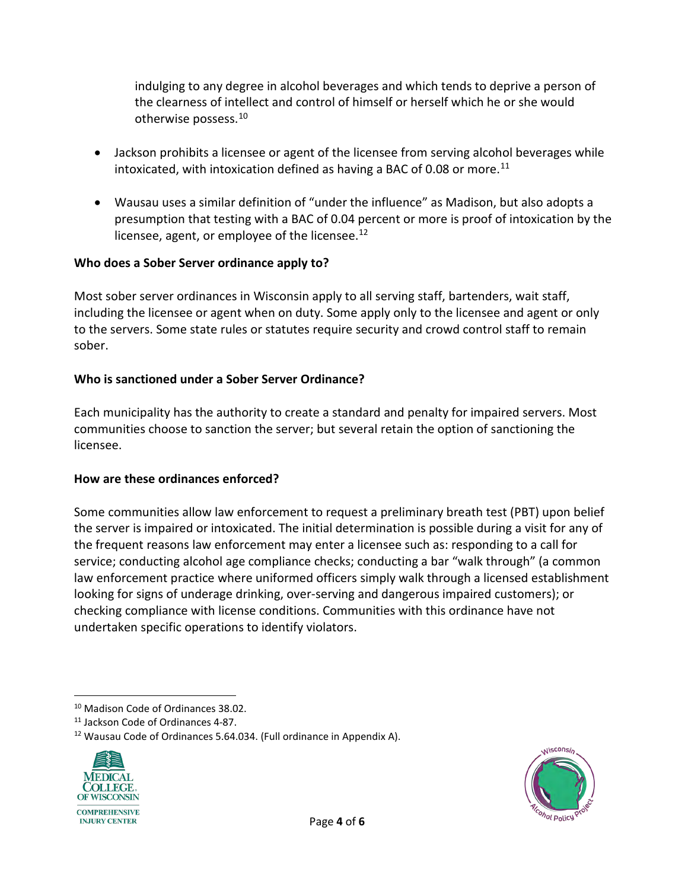indulging to any degree in alcohol beverages and which tends to deprive a person of the clearness of intellect and control of himself or herself which he or she would otherwise possess.[10]

- Jackson prohibits a licensee or agent of the licensee from serving alcohol beverages while intoxicated, with intoxication defined as having a BAC of 0.08 or more.[11]
- Wausau uses a similar definition of "under the influence" as Madison, but also adopts a presumption that testing with a BAC of 0.04 percent or more is proof of intoxication by the licensee, agent, or employee of the licensee.[12]

**Who does a Sober Server ordinance apply to?**

Most sober server ordinances in Wisconsin apply to all serving staff, bartenders, wait staff, including the licensee or agent when on duty. Some apply only to the licensee and agent or only to the servers. Some state rules or statutes require security and crowd control staff to remain sober.

**Who is sanctioned under a Sober Server Ordinance?**

Each municipality has the authority to create a standard and penalty for impaired servers. Most communities choose to sanction the server; but several retain the option of sanctioning the licensee.

**How are these ordinances enforced?**

Some communities allow law enforcement to request a preliminary breath test (PBT) upon belief the server is impaired or intoxicated. The initial determination is possible during a visit for any of the frequent reasons law enforcement may enter a licensee such as: responding to a call for service; conducting alcohol age compliance checks; conducting a bar "walk through" (a common law enforcement practice where uniformed officers simply walk through a licensed establishment looking for signs of underage drinking, over-serving and dangerous impaired customers); or checking compliance with license conditions. Communities with this ordinance have not undertaken specific operations to identify violators.

---

[10] Madison Code of Ordinances 38.02.

[11] Jackson Code of Ordinances 4-87.

[12] Wausau Code of Ordinances 5.64.034. (Full ordinance in Appendix A).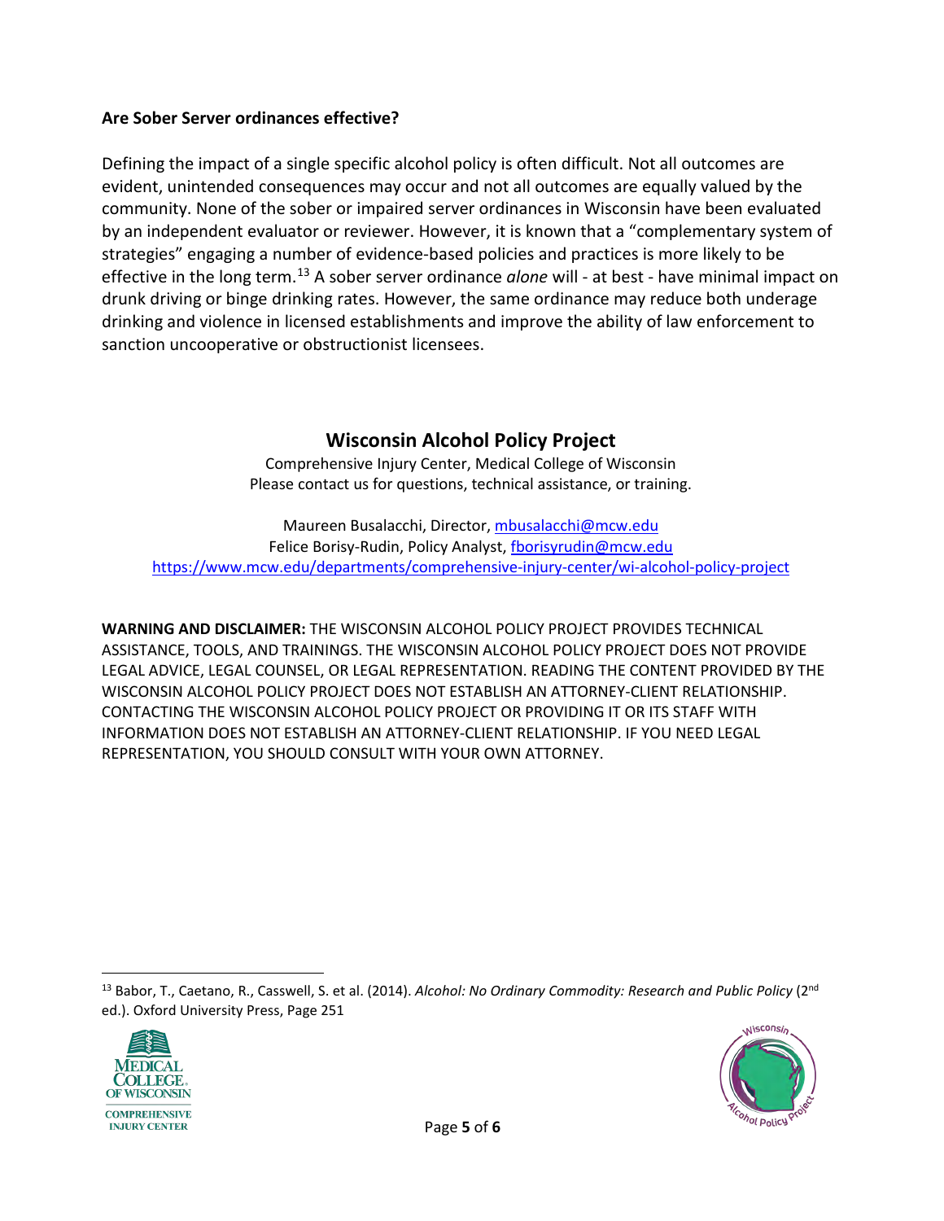**Are Sober Server ordinances effective?**

Defining the impact of a single specific alcohol policy is often difficult. Not all outcomes are evident, unintended consequences may occur and not all outcomes are equally valued by the community. None of the sober or impaired server ordinances in Wisconsin have been evaluated by an independent evaluator or reviewer. However, it is known that a "complementary system of strategies" engaging a number of evidence-based policies and practices is more likely to be effective in the long term.[13] A sober server ordinance *alone* will - at best - have minimal impact on drunk driving or binge drinking rates. However, the same ordinance may reduce both underage drinking and violence in licensed establishments and improve the ability of law enforcement to sanction uncooperative or obstructionist licensees.

## Wisconsin Alcohol Policy Project

Comprehensive Injury Center, Medical College of Wisconsin
Please contact us for questions, technical assistance, or training.

Maureen Busalacchi, Director, mbusalacchi@mcw.edu
Felice Borisy-Rudin, Policy Analyst, fborisyrudin@mcw.edu
https://www.mcw.edu/departments/comprehensive-injury-center/wi-alcohol-policy-project

**WARNING AND DISCLAIMER:** THE WISCONSIN ALCOHOL POLICY PROJECT PROVIDES TECHNICAL ASSISTANCE, TOOLS, AND TRAININGS. THE WISCONSIN ALCOHOL POLICY PROJECT DOES NOT PROVIDE LEGAL ADVICE, LEGAL COUNSEL, OR LEGAL REPRESENTATION. READING THE CONTENT PROVIDED BY THE WISCONSIN ALCOHOL POLICY PROJECT DOES NOT ESTABLISH AN ATTORNEY-CLIENT RELATIONSHIP. CONTACTING THE WISCONSIN ALCOHOL POLICY PROJECT OR PROVIDING IT OR ITS STAFF WITH INFORMATION DOES NOT ESTABLISH AN ATTORNEY-CLIENT RELATIONSHIP. IF YOU NEED LEGAL REPRESENTATION, YOU SHOULD CONSULT WITH YOUR OWN ATTORNEY.

---

[13] Babor, T., Caetano, R., Casswell, S. et al. (2014). *Alcohol: No Ordinary Commodity: Research and Public Policy* (2nd ed.). Oxford University Press, Page 251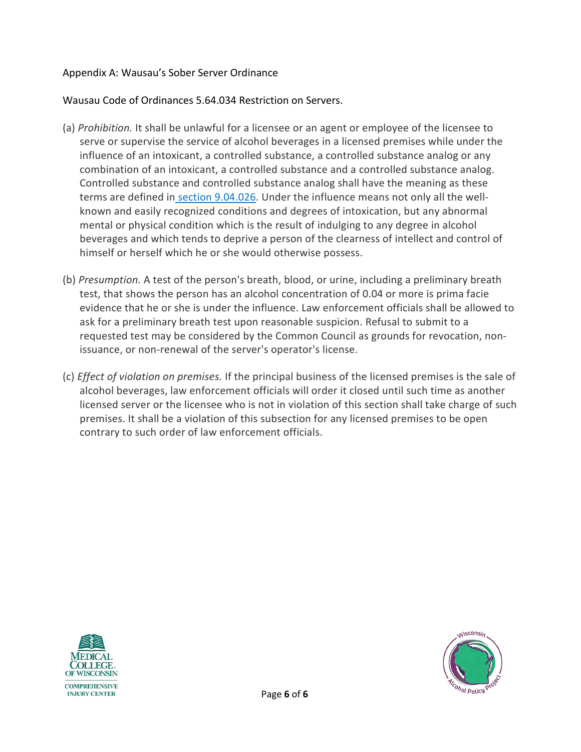Appendix A: Wausau's Sober Server Ordinance

Wausau Code of Ordinances 5.64.034 Restriction on Servers.

(a) *Prohibition.* It shall be unlawful for a licensee or an agent or employee of the licensee to serve or supervise the service of alcohol beverages in a licensed premises while under the influence of an intoxicant, a controlled substance, a controlled substance analog or any combination of an intoxicant, a controlled substance and a controlled substance analog. Controlled substance and controlled substance analog shall have the meaning as these terms are defined in section 9.04.026. Under the influence means not only all the well-known and easily recognized conditions and degrees of intoxication, but any abnormal mental or physical condition which is the result of indulging to any degree in alcohol beverages and which tends to deprive a person of the clearness of intellect and control of himself or herself which he or she would otherwise possess.

(b) *Presumption.* A test of the person's breath, blood, or urine, including a preliminary breath test, that shows the person has an alcohol concentration of 0.04 or more is prima facie evidence that he or she is under the influence. Law enforcement officials shall be allowed to ask for a preliminary breath test upon reasonable suspicion. Refusal to submit to a requested test may be considered by the Common Council as grounds for revocation, non-issuance, or non-renewal of the server's operator's license.

(c) *Effect of violation on premises.* If the principal business of the licensed premises is the sale of alcohol beverages, law enforcement officials will order it closed until such time as another licensed server or the licensee who is not in violation of this section shall take charge of such premises. It shall be a violation of this subsection for any licensed premises to be open contrary to such order of law enforcement officials.